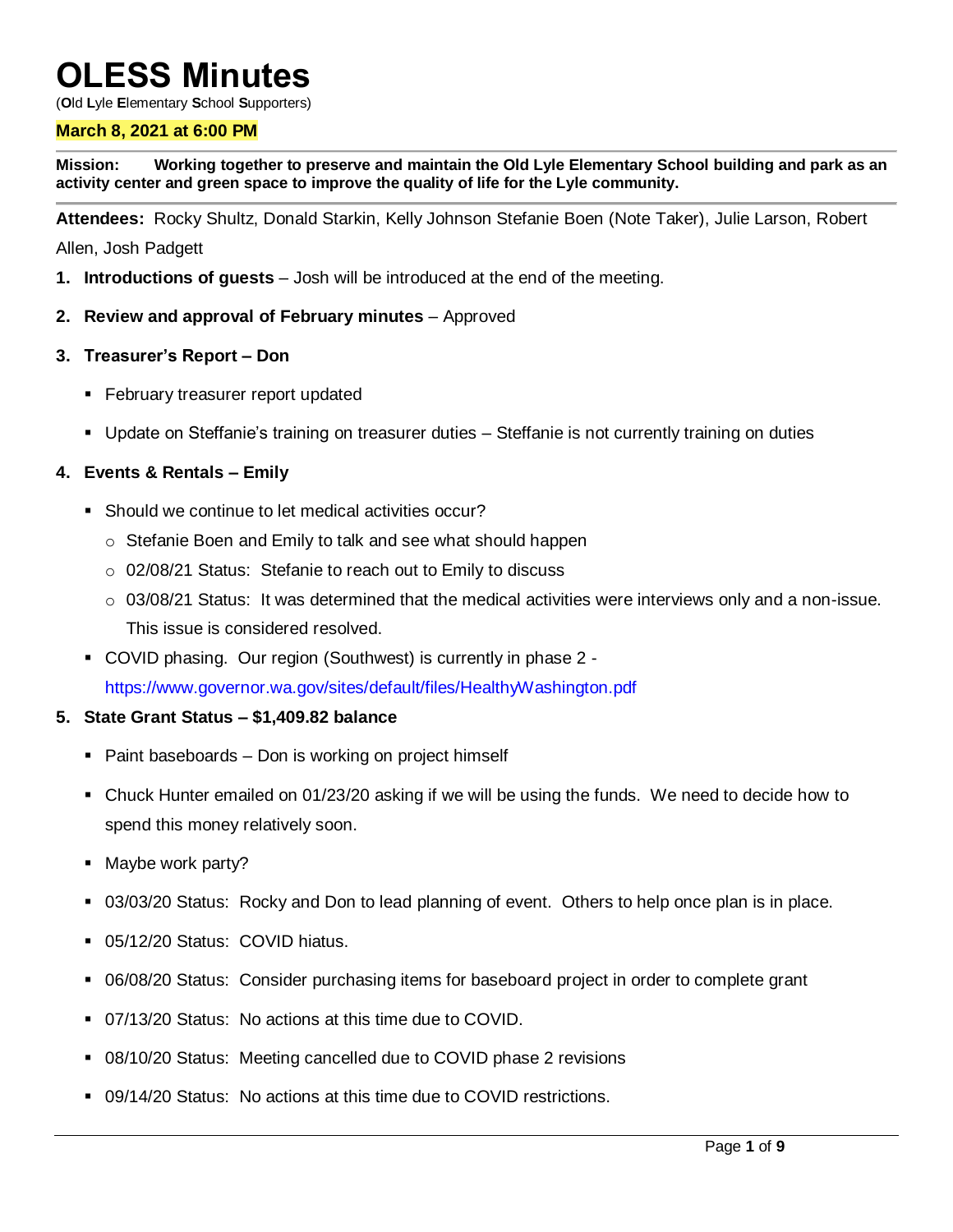# OLESS Minutes

(**O**ld **L**yle **E**lementary **S**chool **S**upporters)

**March 8, 2021 at 6:00 PM**

**Mission: Working together to preserve and maintain the Old Lyle Elementary School building and park as an activity center and green space to improve the quality of life for the Lyle community.**

**Attendees:** Rocky Shultz, Donald Starkin, Kelly Johnson Stefanie Boen (Note Taker), Julie Larson, Robert Allen, Josh Padgett

1. **Introductions of guests** – Josh will be introduced at the end of the meeting.
2. **Review and approval of February minutes** – Approved
3. **Treasurer's Report – Don**
   - February treasurer report updated
   - Update on Steffanie's training on treasurer duties – Steffanie is not currently training on duties
4. **Events & Rentals – Emily**
   - Should we continue to let medical activities occur?
     - Stefanie Boen and Emily to talk and see what should happen
     - 02/08/21 Status: Stefanie to reach out to Emily to discuss
     - 03/08/21 Status: It was determined that the medical activities were interviews only and a non-issue. This issue is considered resolved.
   - COVID phasing. Our region (Southwest) is currently in phase 2 - https://www.governor.wa.gov/sites/default/files/HealthyWashington.pdf
5. **State Grant Status – $1,409.82 balance**
   - Paint baseboards – Don is working on project himself
   - Chuck Hunter emailed on 01/23/20 asking if we will be using the funds. We need to decide how to spend this money relatively soon.
   - Maybe work party?
   - 03/03/20 Status: Rocky and Don to lead planning of event. Others to help once plan is in place.
   - 05/12/20 Status: COVID hiatus.
   - 06/08/20 Status: Consider purchasing items for baseboard project in order to complete grant
   - 07/13/20 Status: No actions at this time due to COVID.
   - 08/10/20 Status: Meeting cancelled due to COVID phase 2 revisions
   - 09/14/20 Status: No actions at this time due to COVID restrictions.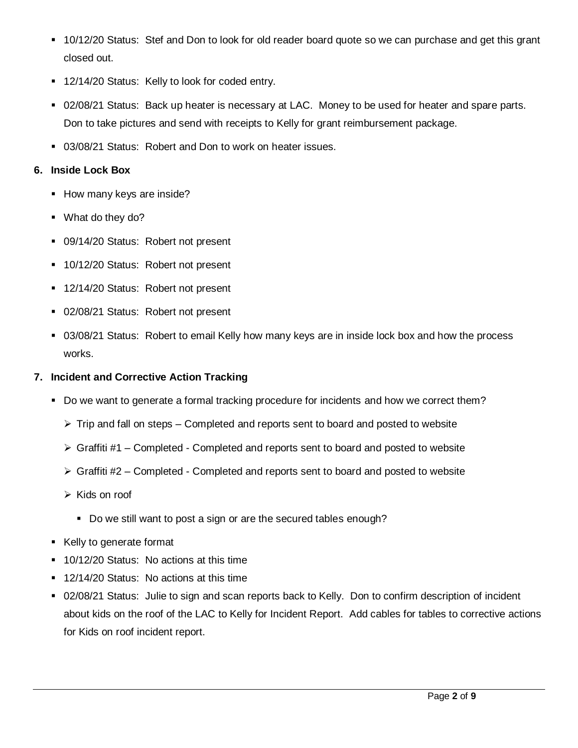- 10/12/20 Status: Stef and Don to look for old reader board quote so we can purchase and get this grant closed out.
- 12/14/20 Status: Kelly to look for coded entry.
- 02/08/21 Status: Back up heater is necessary at LAC. Money to be used for heater and spare parts. Don to take pictures and send with receipts to Kelly for grant reimbursement package.
- 03/08/21 Status: Robert and Don to work on heater issues.

**6. Inside Lock Box**

- How many keys are inside?
- What do they do?
- 09/14/20 Status: Robert not present
- 10/12/20 Status: Robert not present
- 12/14/20 Status: Robert not present
- 02/08/21 Status: Robert not present
- 03/08/21 Status: Robert to email Kelly how many keys are in inside lock box and how the process works.

**7. Incident and Corrective Action Tracking**

- Do we want to generate a formal tracking procedure for incidents and how we correct them?
  - Trip and fall on steps – Completed and reports sent to board and posted to website
  - Graffiti #1 – Completed - Completed and reports sent to board and posted to website
  - Graffiti #2 – Completed - Completed and reports sent to board and posted to website
  - Kids on roof
    - Do we still want to post a sign or are the secured tables enough?
- Kelly to generate format
- 10/12/20 Status: No actions at this time
- 12/14/20 Status: No actions at this time
- 02/08/21 Status: Julie to sign and scan reports back to Kelly. Don to confirm description of incident about kids on the roof of the LAC to Kelly for Incident Report. Add cables for tables to corrective actions for Kids on roof incident report.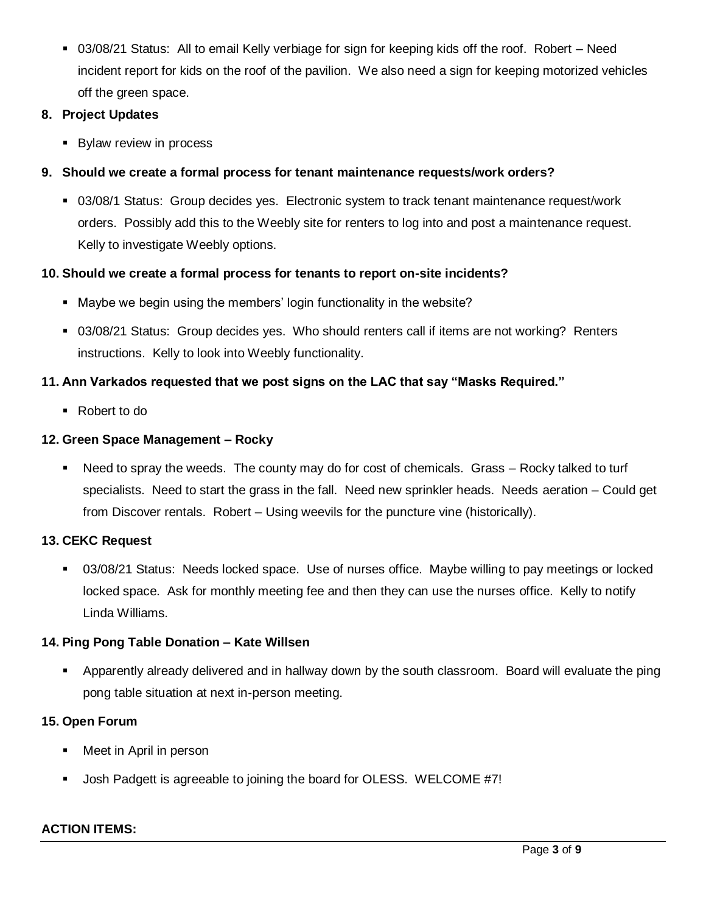- 03/08/21 Status: All to email Kelly verbiage for sign for keeping kids off the roof. Robert – Need incident report for kids on the roof of the pavilion. We also need a sign for keeping motorized vehicles off the green space.

**8. Project Updates**

- Bylaw review in process

**9. Should we create a formal process for tenant maintenance requests/work orders?**

- 03/08/1 Status: Group decides yes. Electronic system to track tenant maintenance request/work orders. Possibly add this to the Weebly site for renters to log into and post a maintenance request. Kelly to investigate Weebly options.

**10. Should we create a formal process for tenants to report on-site incidents?**

- Maybe we begin using the members' login functionality in the website?
- 03/08/21 Status: Group decides yes. Who should renters call if items are not working? Renters instructions. Kelly to look into Weebly functionality.

**11. Ann Varkados requested that we post signs on the LAC that say "Masks Required."**

- Robert to do

**12. Green Space Management – Rocky**

- Need to spray the weeds. The county may do for cost of chemicals. Grass – Rocky talked to turf specialists. Need to start the grass in the fall. Need new sprinkler heads. Needs aeration – Could get from Discover rentals. Robert – Using weevils for the puncture vine (historically).

**13. CEKC Request**

- 03/08/21 Status: Needs locked space. Use of nurses office. Maybe willing to pay meetings or locked locked space. Ask for monthly meeting fee and then they can use the nurses office. Kelly to notify Linda Williams.

**14. Ping Pong Table Donation – Kate Willsen**

- Apparently already delivered and in hallway down by the south classroom. Board will evaluate the ping pong table situation at next in-person meeting.

**15. Open Forum**

- Meet in April in person
- Josh Padgett is agreeable to joining the board for OLESS. WELCOME #7!

**ACTION ITEMS:**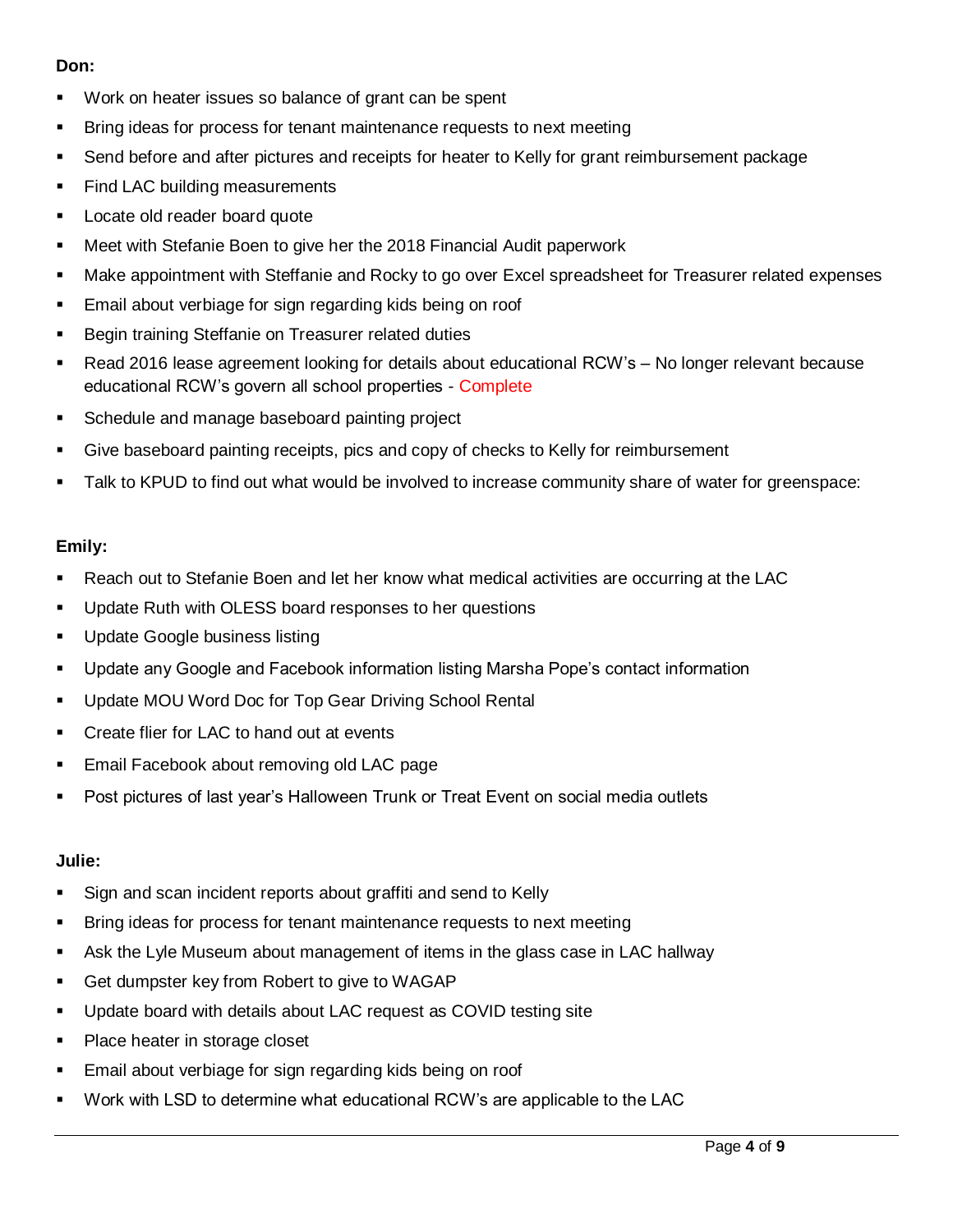**Don:**

- Work on heater issues so balance of grant can be spent
- Bring ideas for process for tenant maintenance requests to next meeting
- Send before and after pictures and receipts for heater to Kelly for grant reimbursement package
- Find LAC building measurements
- Locate old reader board quote
- Meet with Stefanie Boen to give her the 2018 Financial Audit paperwork
- Make appointment with Steffanie and Rocky to go over Excel spreadsheet for Treasurer related expenses
- Email about verbiage for sign regarding kids being on roof
- Begin training Steffanie on Treasurer related duties
- Read 2016 lease agreement looking for details about educational RCW's – No longer relevant because educational RCW's govern all school properties - Complete
- Schedule and manage baseboard painting project
- Give baseboard painting receipts, pics and copy of checks to Kelly for reimbursement
- Talk to KPUD to find out what would be involved to increase community share of water for greenspace:

**Emily:**

- Reach out to Stefanie Boen and let her know what medical activities are occurring at the LAC
- Update Ruth with OLESS board responses to her questions
- Update Google business listing
- Update any Google and Facebook information listing Marsha Pope's contact information
- Update MOU Word Doc for Top Gear Driving School Rental
- Create flier for LAC to hand out at events
- Email Facebook about removing old LAC page
- Post pictures of last year's Halloween Trunk or Treat Event on social media outlets

**Julie:**

- Sign and scan incident reports about graffiti and send to Kelly
- Bring ideas for process for tenant maintenance requests to next meeting
- Ask the Lyle Museum about management of items in the glass case in LAC hallway
- Get dumpster key from Robert to give to WAGAP
- Update board with details about LAC request as COVID testing site
- Place heater in storage closet
- Email about verbiage for sign regarding kids being on roof
- Work with LSD to determine what educational RCW's are applicable to the LAC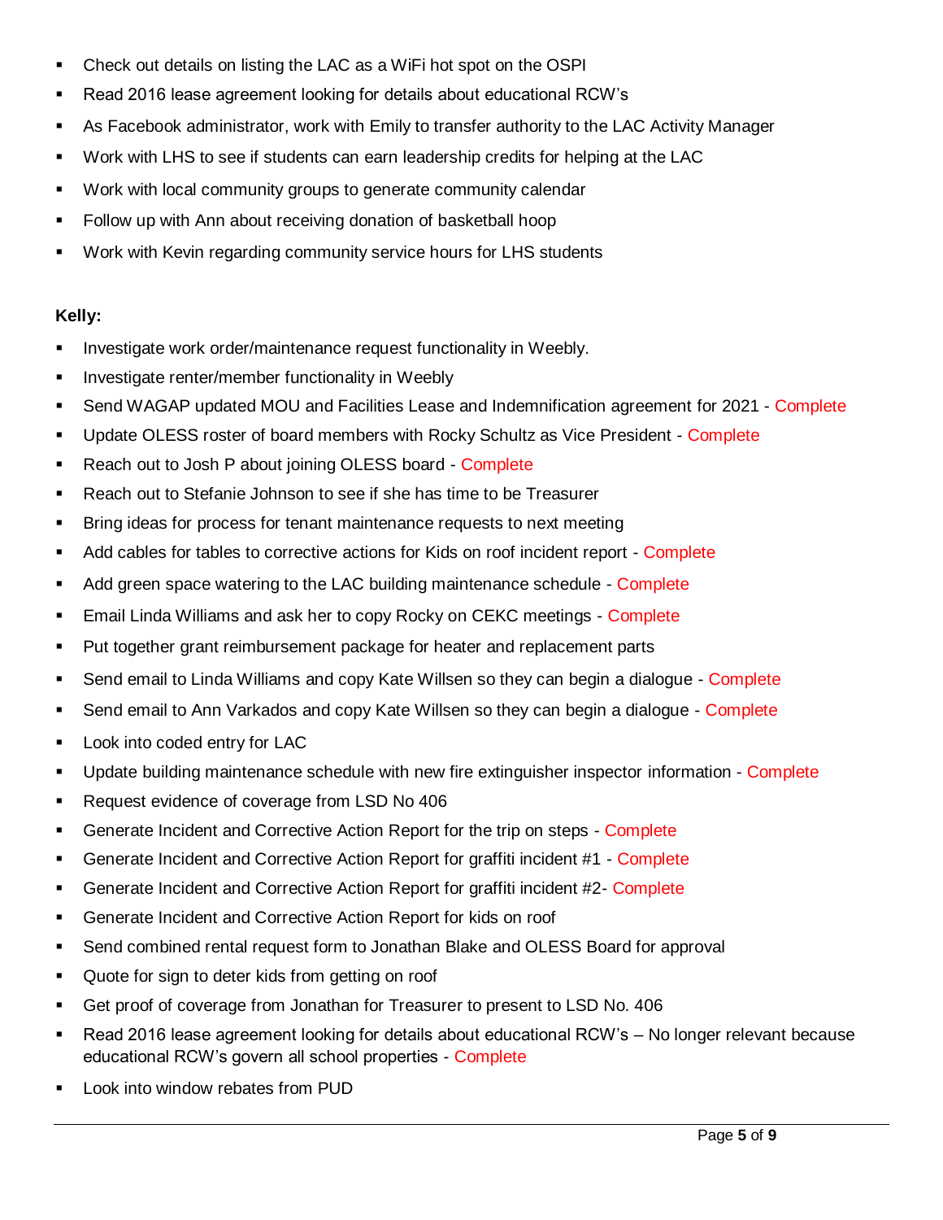- Check out details on listing the LAC as a WiFi hot spot on the OSPI
- Read 2016 lease agreement looking for details about educational RCW's
- As Facebook administrator, work with Emily to transfer authority to the LAC Activity Manager
- Work with LHS to see if students can earn leadership credits for helping at the LAC
- Work with local community groups to generate community calendar
- Follow up with Ann about receiving donation of basketball hoop
- Work with Kevin regarding community service hours for LHS students

**Kelly:**

- Investigate work order/maintenance request functionality in Weebly.
- Investigate renter/member functionality in Weebly
- Send WAGAP updated MOU and Facilities Lease and Indemnification agreement for 2021 - Complete
- Update OLESS roster of board members with Rocky Schultz as Vice President - Complete
- Reach out to Josh P about joining OLESS board - Complete
- Reach out to Stefanie Johnson to see if she has time to be Treasurer
- Bring ideas for process for tenant maintenance requests to next meeting
- Add cables for tables to corrective actions for Kids on roof incident report - Complete
- Add green space watering to the LAC building maintenance schedule - Complete
- Email Linda Williams and ask her to copy Rocky on CEKC meetings - Complete
- Put together grant reimbursement package for heater and replacement parts
- Send email to Linda Williams and copy Kate Willsen so they can begin a dialogue - Complete
- Send email to Ann Varkados and copy Kate Willsen so they can begin a dialogue - Complete
- Look into coded entry for LAC
- Update building maintenance schedule with new fire extinguisher inspector information - Complete
- Request evidence of coverage from LSD No 406
- Generate Incident and Corrective Action Report for the trip on steps - Complete
- Generate Incident and Corrective Action Report for graffiti incident #1 - Complete
- Generate Incident and Corrective Action Report for graffiti incident #2- Complete
- Generate Incident and Corrective Action Report for kids on roof
- Send combined rental request form to Jonathan Blake and OLESS Board for approval
- Quote for sign to deter kids from getting on roof
- Get proof of coverage from Jonathan for Treasurer to present to LSD No. 406
- Read 2016 lease agreement looking for details about educational RCW's – No longer relevant because educational RCW's govern all school properties - Complete
- Look into window rebates from PUD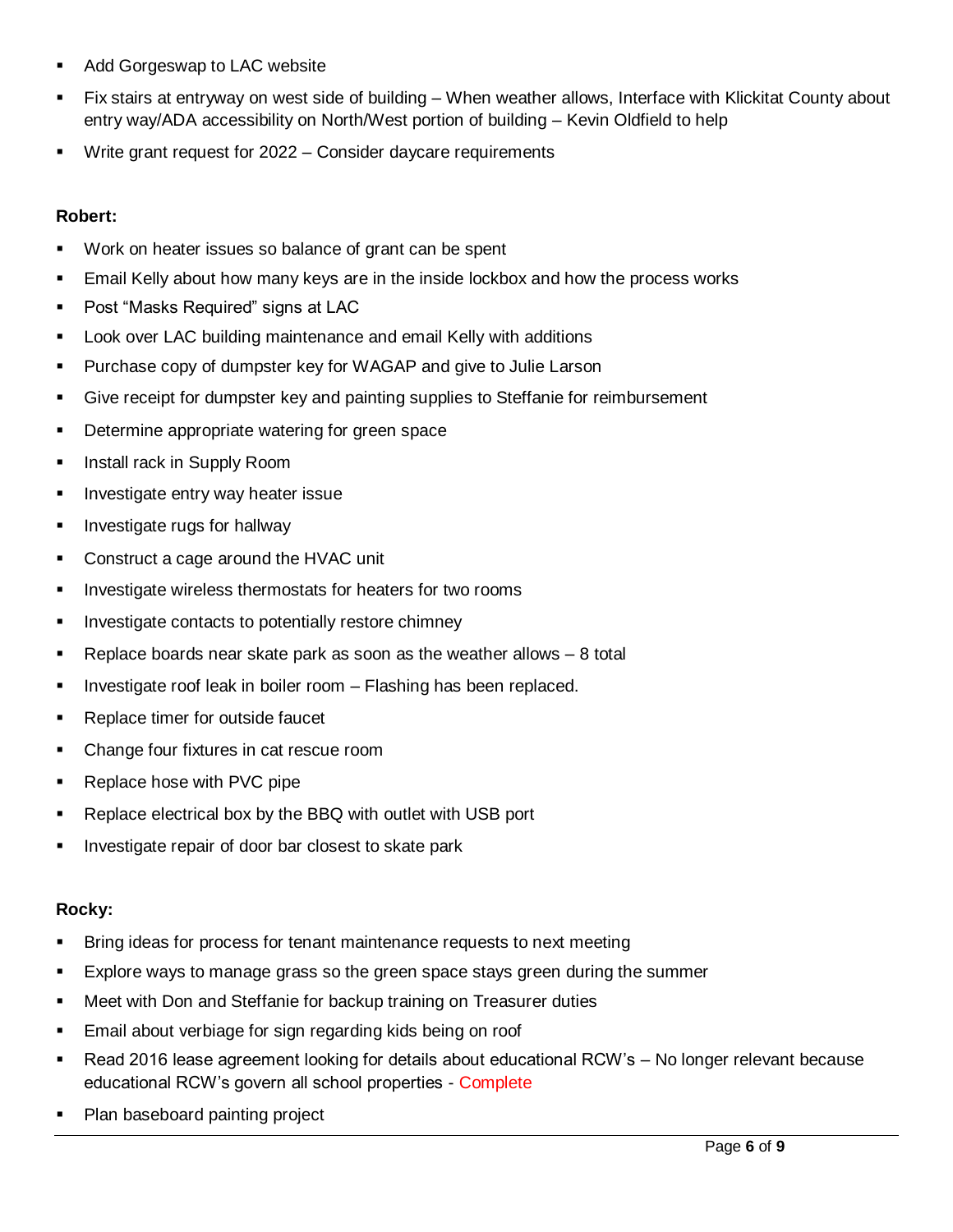- Add Gorgeswap to LAC website
- Fix stairs at entryway on west side of building – When weather allows, Interface with Klickitat County about entry way/ADA accessibility on North/West portion of building – Kevin Oldfield to help
- Write grant request for 2022 – Consider daycare requirements

**Robert:**

- Work on heater issues so balance of grant can be spent
- Email Kelly about how many keys are in the inside lockbox and how the process works
- Post "Masks Required" signs at LAC
- Look over LAC building maintenance and email Kelly with additions
- Purchase copy of dumpster key for WAGAP and give to Julie Larson
- Give receipt for dumpster key and painting supplies to Steffanie for reimbursement
- Determine appropriate watering for green space
- Install rack in Supply Room
- Investigate entry way heater issue
- Investigate rugs for hallway
- Construct a cage around the HVAC unit
- Investigate wireless thermostats for heaters for two rooms
- Investigate contacts to potentially restore chimney
- Replace boards near skate park as soon as the weather allows – 8 total
- Investigate roof leak in boiler room – Flashing has been replaced.
- Replace timer for outside faucet
- Change four fixtures in cat rescue room
- Replace hose with PVC pipe
- Replace electrical box by the BBQ with outlet with USB port
- Investigate repair of door bar closest to skate park

**Rocky:**

- Bring ideas for process for tenant maintenance requests to next meeting
- Explore ways to manage grass so the green space stays green during the summer
- Meet with Don and Steffanie for backup training on Treasurer duties
- Email about verbiage for sign regarding kids being on roof
- Read 2016 lease agreement looking for details about educational RCW's – No longer relevant because educational RCW's govern all school properties - Complete
- Plan baseboard painting project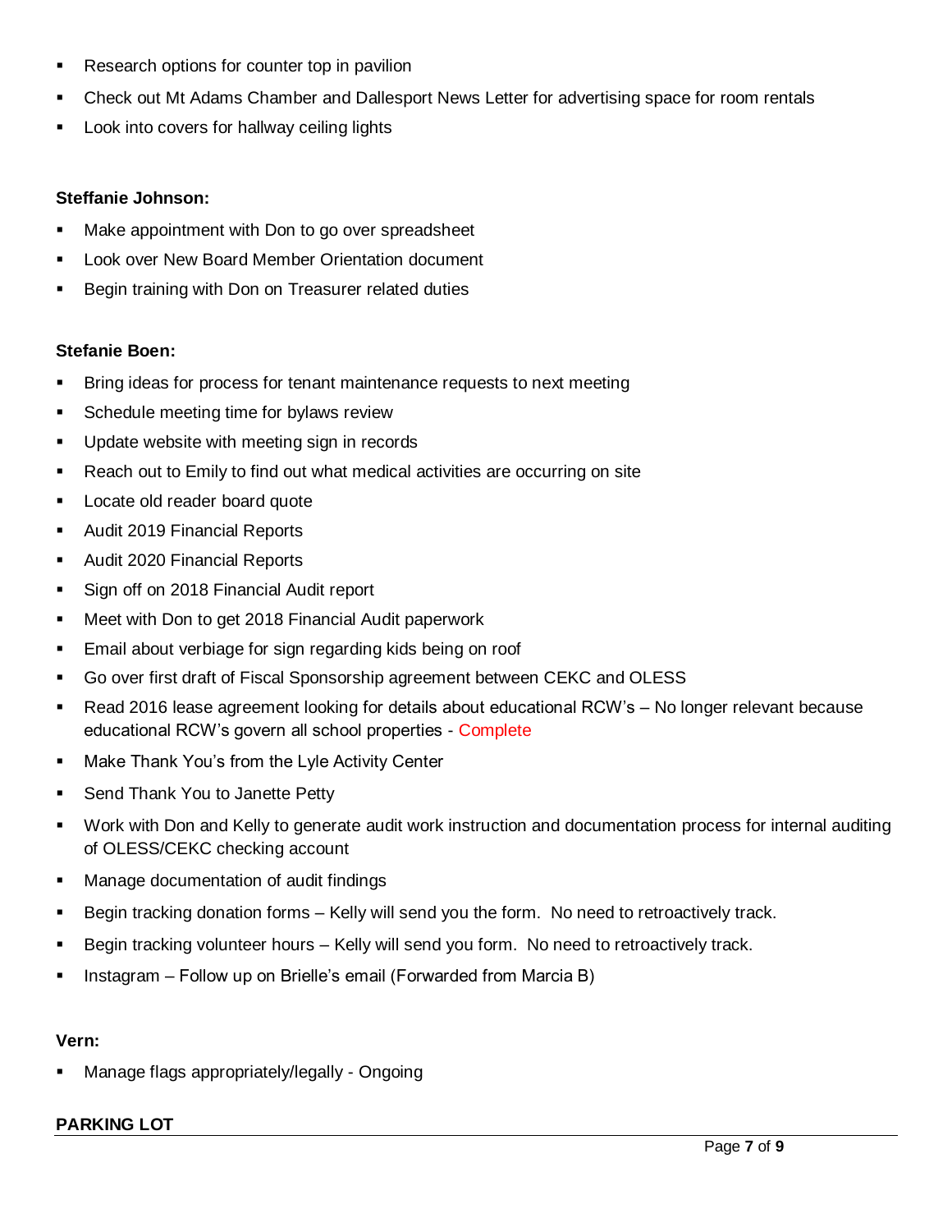- Research options for counter top in pavilion
- Check out Mt Adams Chamber and Dallesport News Letter for advertising space for room rentals
- Look into covers for hallway ceiling lights

**Steffanie Johnson:**

- Make appointment with Don to go over spreadsheet
- Look over New Board Member Orientation document
- Begin training with Don on Treasurer related duties

**Stefanie Boen:**

- Bring ideas for process for tenant maintenance requests to next meeting
- Schedule meeting time for bylaws review
- Update website with meeting sign in records
- Reach out to Emily to find out what medical activities are occurring on site
- Locate old reader board quote
- Audit 2019 Financial Reports
- Audit 2020 Financial Reports
- Sign off on 2018 Financial Audit report
- Meet with Don to get 2018 Financial Audit paperwork
- Email about verbiage for sign regarding kids being on roof
- Go over first draft of Fiscal Sponsorship agreement between CEKC and OLESS
- Read 2016 lease agreement looking for details about educational RCW's – No longer relevant because educational RCW's govern all school properties - Complete
- Make Thank You's from the Lyle Activity Center
- Send Thank You to Janette Petty
- Work with Don and Kelly to generate audit work instruction and documentation process for internal auditing of OLESS/CEKC checking account
- Manage documentation of audit findings
- Begin tracking donation forms – Kelly will send you the form. No need to retroactively track.
- Begin tracking volunteer hours – Kelly will send you form. No need to retroactively track.
- Instagram – Follow up on Brielle's email (Forwarded from Marcia B)

**Vern:**

- Manage flags appropriately/legally - Ongoing

**PARKING LOT**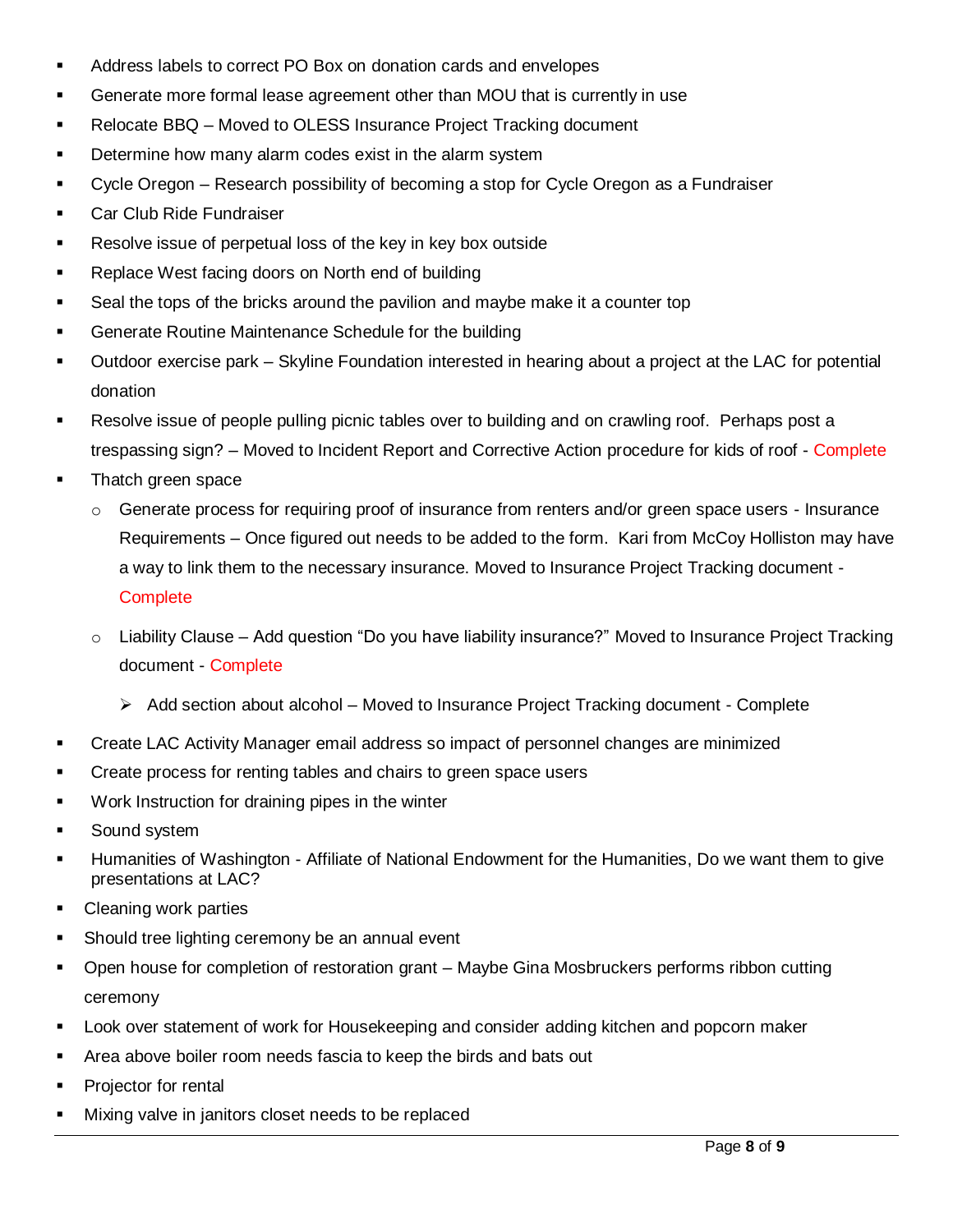- Address labels to correct PO Box on donation cards and envelopes
- Generate more formal lease agreement other than MOU that is currently in use
- Relocate BBQ – Moved to OLESS Insurance Project Tracking document
- Determine how many alarm codes exist in the alarm system
- Cycle Oregon – Research possibility of becoming a stop for Cycle Oregon as a Fundraiser
- Car Club Ride Fundraiser
- Resolve issue of perpetual loss of the key in key box outside
- Replace West facing doors on North end of building
- Seal the tops of the bricks around the pavilion and maybe make it a counter top
- Generate Routine Maintenance Schedule for the building
- Outdoor exercise park – Skyline Foundation interested in hearing about a project at the LAC for potential donation
- Resolve issue of people pulling picnic tables over to building and on crawling roof. Perhaps post a trespassing sign? – Moved to Incident Report and Corrective Action procedure for kids of roof - Complete
- Thatch green space
  - Generate process for requiring proof of insurance from renters and/or green space users - Insurance Requirements – Once figured out needs to be added to the form. Kari from McCoy Holliston may have a way to link them to the necessary insurance. Moved to Insurance Project Tracking document - Complete
  - Liability Clause – Add question "Do you have liability insurance?" Moved to Insurance Project Tracking document - Complete
    - Add section about alcohol – Moved to Insurance Project Tracking document - Complete
- Create LAC Activity Manager email address so impact of personnel changes are minimized
- Create process for renting tables and chairs to green space users
- Work Instruction for draining pipes in the winter
- Sound system
- Humanities of Washington - Affiliate of National Endowment for the Humanities, Do we want them to give presentations at LAC?
- Cleaning work parties
- Should tree lighting ceremony be an annual event
- Open house for completion of restoration grant – Maybe Gina Mosbruckers performs ribbon cutting ceremony
- Look over statement of work for Housekeeping and consider adding kitchen and popcorn maker
- Area above boiler room needs fascia to keep the birds and bats out
- Projector for rental
- Mixing valve in janitors closet needs to be replaced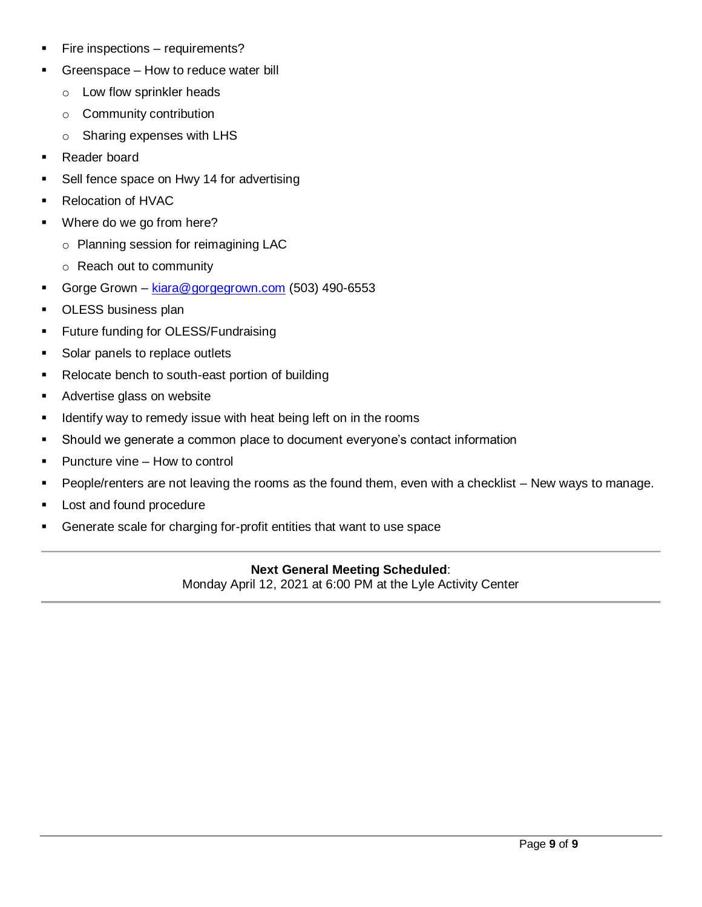- Fire inspections – requirements?
- Greenspace – How to reduce water bill
  - Low flow sprinkler heads
  - Community contribution
  - Sharing expenses with LHS
- Reader board
- Sell fence space on Hwy 14 for advertising
- Relocation of HVAC
- Where do we go from here?
  - Planning session for reimagining LAC
  - Reach out to community
- Gorge Grown – kiara@gorgegrown.com (503) 490-6553
- OLESS business plan
- Future funding for OLESS/Fundraising
- Solar panels to replace outlets
- Relocate bench to south-east portion of building
- Advertise glass on website
- Identify way to remedy issue with heat being left on in the rooms
- Should we generate a common place to document everyone's contact information
- Puncture vine – How to control
- People/renters are not leaving the rooms as the found them, even with a checklist – New ways to manage.
- Lost and found procedure
- Generate scale for charging for-profit entities that want to use space

---

**Next General Meeting Scheduled**:
Monday April 12, 2021 at 6:00 PM at the Lyle Activity Center

---